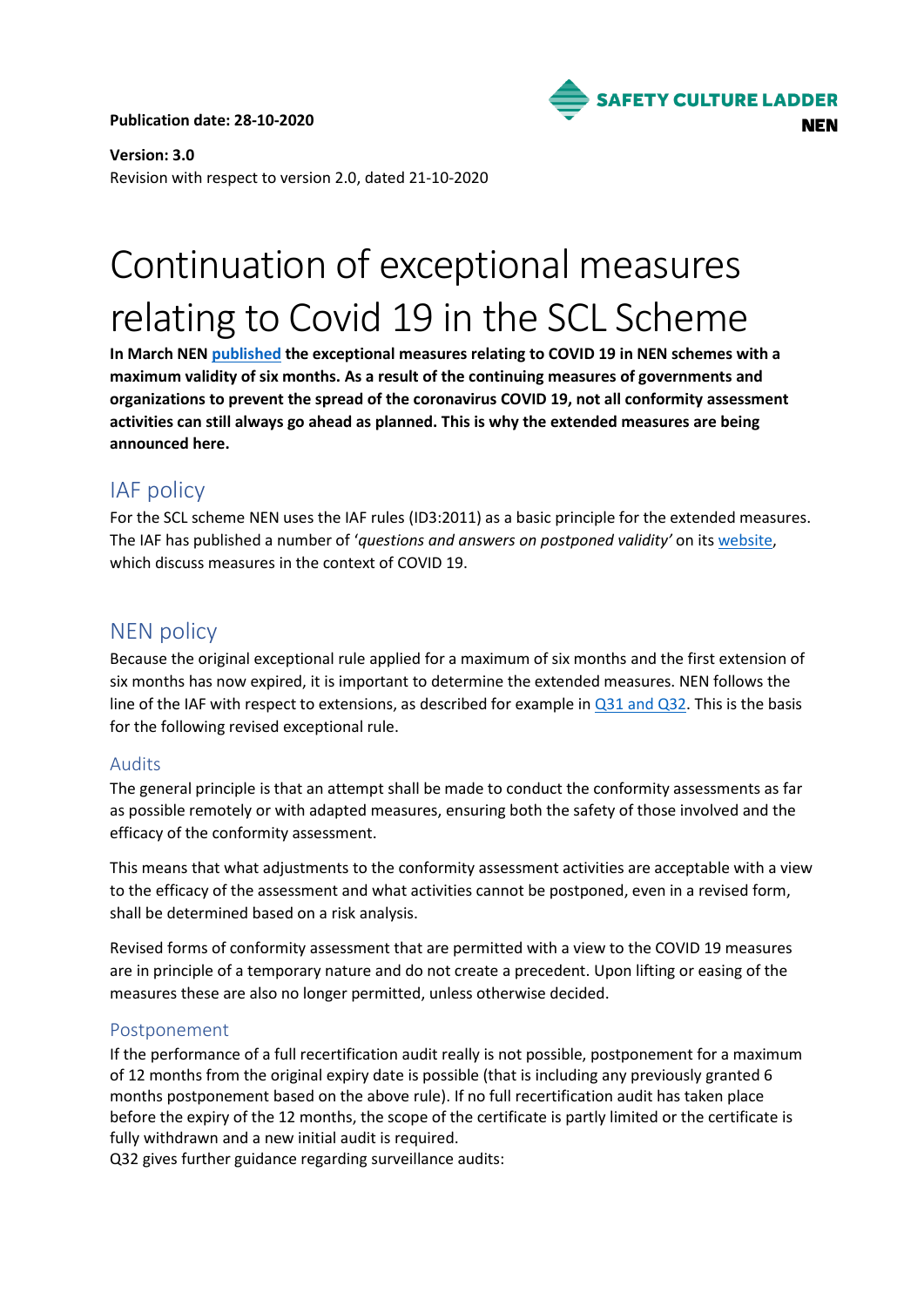**Publication date: 28-10-2020**

SAFETY CULTURE LADDER
NEN

**Version: 3.0**
Revision with respect to version 2.0, dated 21-10-2020

# Continuation of exceptional measures relating to Covid 19 in the SCL Scheme

**In March NEN published the exceptional measures relating to COVID 19 in NEN schemes with a maximum validity of six months. As a result of the continuing measures of governments and organizations to prevent the spread of the coronavirus COVID 19, not all conformity assessment activities can still always go ahead as planned. This is why the extended measures are being announced here.**

## IAF policy

For the SCL scheme NEN uses the IAF rules (ID3:2011) as a basic principle for the extended measures. The IAF has published a number of '*questions and answers on postponed validity*' on its website, which discuss measures in the context of COVID 19.

## NEN policy

Because the original exceptional rule applied for a maximum of six months and the first extension of six months has now expired, it is important to determine the extended measures. NEN follows the line of the IAF with respect to extensions, as described for example in Q31 and Q32. This is the basis for the following revised exceptional rule.

### Audits

The general principle is that an attempt shall be made to conduct the conformity assessments as far as possible remotely or with adapted measures, ensuring both the safety of those involved and the efficacy of the conformity assessment.

This means that what adjustments to the conformity assessment activities are acceptable with a view to the efficacy of the assessment and what activities cannot be postponed, even in a revised form, shall be determined based on a risk analysis.

Revised forms of conformity assessment that are permitted with a view to the COVID 19 measures are in principle of a temporary nature and do not create a precedent. Upon lifting or easing of the measures these are also no longer permitted, unless otherwise decided.

### Postponement

If the performance of a full recertification audit really is not possible, postponement for a maximum of 12 months from the original expiry date is possible (that is including any previously granted 6 months postponement based on the above rule). If no full recertification audit has taken place before the expiry of the 12 months, the scope of the certificate is partly limited or the certificate is fully withdrawn and a new initial audit is required.
Q32 gives further guidance regarding surveillance audits: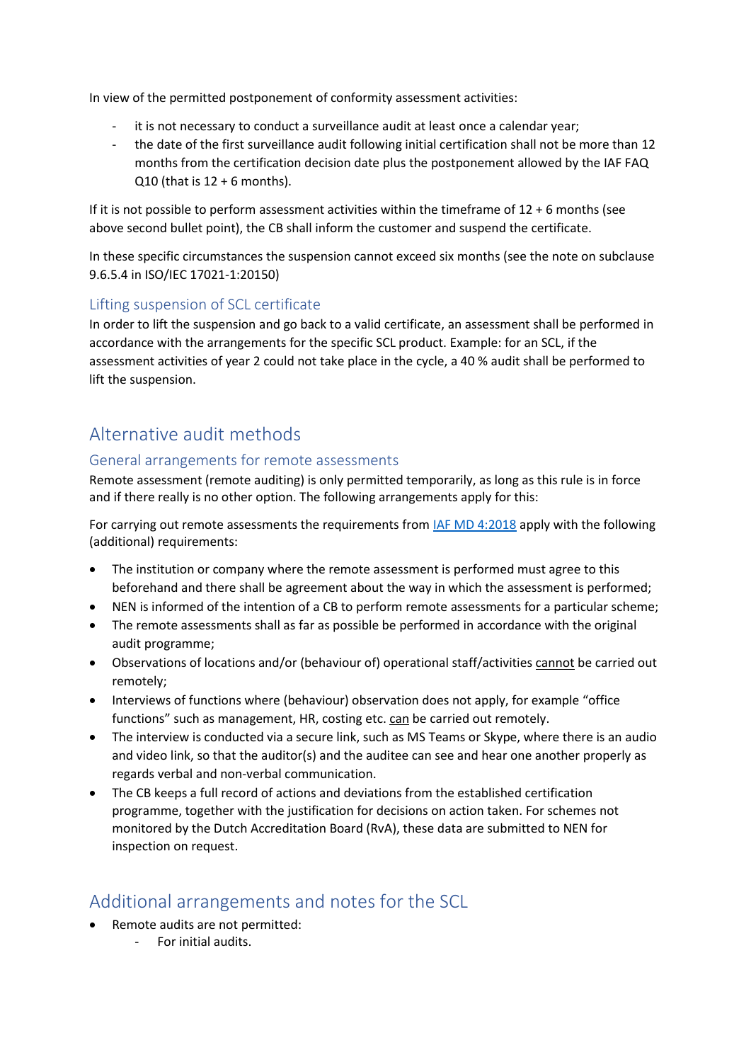In view of the permitted postponement of conformity assessment activities:

- it is not necessary to conduct a surveillance audit at least once a calendar year;
- the date of the first surveillance audit following initial certification shall not be more than 12 months from the certification decision date plus the postponement allowed by the IAF FAQ Q10 (that is 12 + 6 months).

If it is not possible to perform assessment activities within the timeframe of 12 + 6 months (see above second bullet point), the CB shall inform the customer and suspend the certificate.

In these specific circumstances the suspension cannot exceed six months (see the note on subclause 9.6.5.4 in ISO/IEC 17021-1:20150)

### Lifting suspension of SCL certificate

In order to lift the suspension and go back to a valid certificate, an assessment shall be performed in accordance with the arrangements for the specific SCL product. Example: for an SCL, if the assessment activities of year 2 could not take place in the cycle, a 40 % audit shall be performed to lift the suspension.

## Alternative audit methods

### General arrangements for remote assessments

Remote assessment (remote auditing) is only permitted temporarily, as long as this rule is in force and if there really is no other option. The following arrangements apply for this:

For carrying out remote assessments the requirements from IAF MD 4:2018 apply with the following (additional) requirements:

- The institution or company where the remote assessment is performed must agree to this beforehand and there shall be agreement about the way in which the assessment is performed;
- NEN is informed of the intention of a CB to perform remote assessments for a particular scheme;
- The remote assessments shall as far as possible be performed in accordance with the original audit programme;
- Observations of locations and/or (behaviour of) operational staff/activities cannot be carried out remotely;
- Interviews of functions where (behaviour) observation does not apply, for example "office functions" such as management, HR, costing etc. can be carried out remotely.
- The interview is conducted via a secure link, such as MS Teams or Skype, where there is an audio and video link, so that the auditor(s) and the auditee can see and hear one another properly as regards verbal and non-verbal communication.
- The CB keeps a full record of actions and deviations from the established certification programme, together with the justification for decisions on action taken. For schemes not monitored by the Dutch Accreditation Board (RvA), these data are submitted to NEN for inspection on request.

## Additional arrangements and notes for the SCL

- Remote audits are not permitted:
  - For initial audits.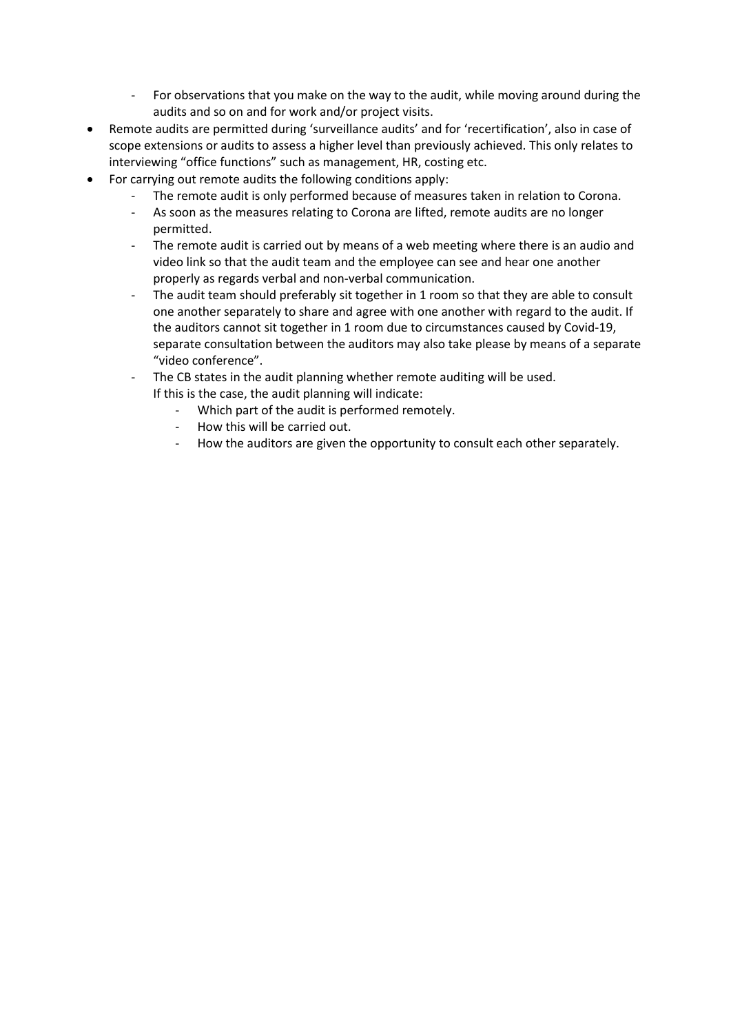- For observations that you make on the way to the audit, while moving around during the audits and so on and for work and/or project visits.
- Remote audits are permitted during 'surveillance audits' and for 'recertification', also in case of scope extensions or audits to assess a higher level than previously achieved. This only relates to interviewing "office functions" such as management, HR, costing etc.
- For carrying out remote audits the following conditions apply:
  - The remote audit is only performed because of measures taken in relation to Corona.
  - As soon as the measures relating to Corona are lifted, remote audits are no longer permitted.
  - The remote audit is carried out by means of a web meeting where there is an audio and video link so that the audit team and the employee can see and hear one another properly as regards verbal and non-verbal communication.
  - The audit team should preferably sit together in 1 room so that they are able to consult one another separately to share and agree with one another with regard to the audit. If the auditors cannot sit together in 1 room due to circumstances caused by Covid-19, separate consultation between the auditors may also take please by means of a separate "video conference".
  - The CB states in the audit planning whether remote auditing will be used.
    If this is the case, the audit planning will indicate:
    - Which part of the audit is performed remotely.
    - How this will be carried out.
    - How the auditors are given the opportunity to consult each other separately.